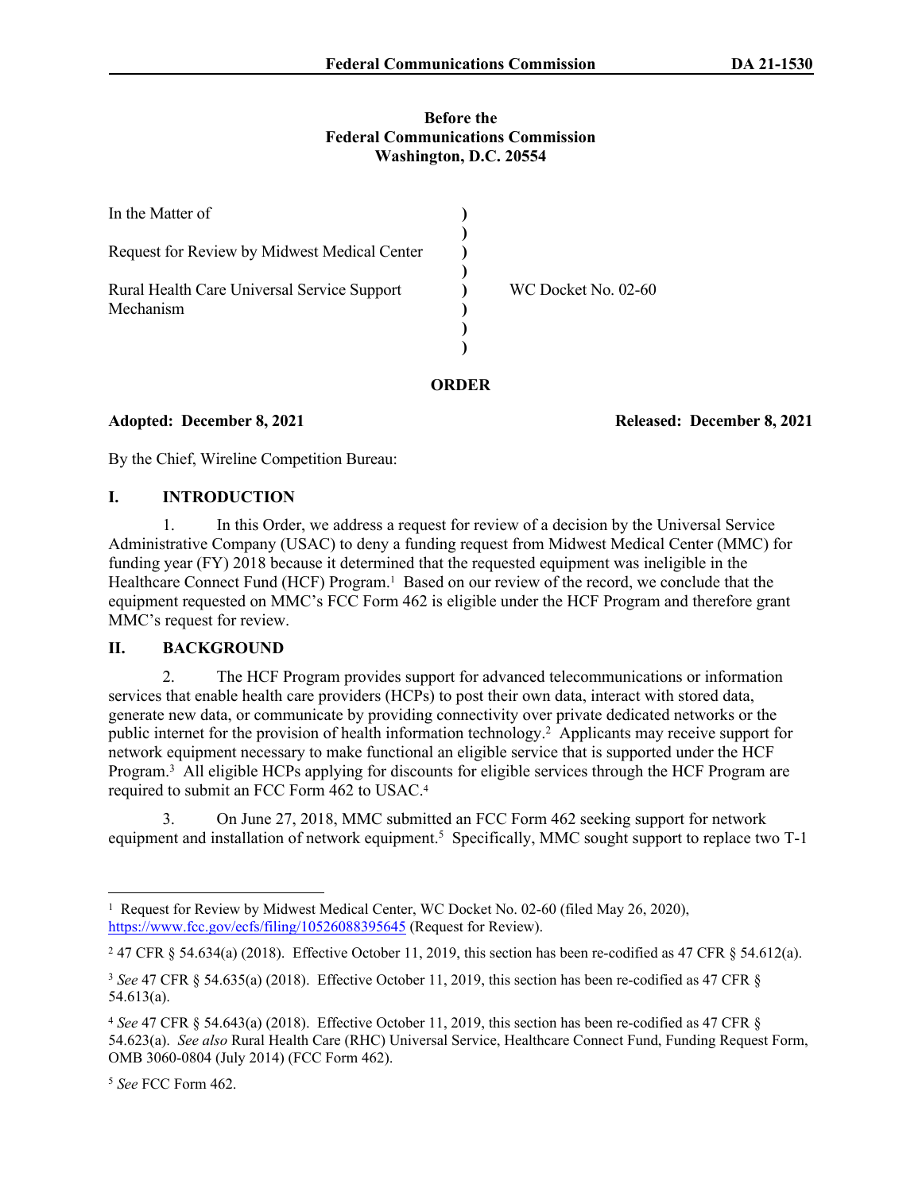**Before the**
**Federal Communications Commission**
**Washington, D.C. 20554**

| | | |
|---|---|---|
| In the Matter of | ) | |
| | ) | |
| Request for Review by Midwest Medical Center | ) | |
| | ) | |
| Rural Health Care Universal Service Support Mechanism | ) | WC Docket No. 02-60 |
| | ) | |
| | ) | |

**ORDER**

**Adopted: December 8, 2021** **Released: December 8, 2021**

By the Chief, Wireline Competition Bureau:

## I. INTRODUCTION

1. In this Order, we address a request for review of a decision by the Universal Service Administrative Company (USAC) to deny a funding request from Midwest Medical Center (MMC) for funding year (FY) 2018 because it determined that the requested equipment was ineligible in the Healthcare Connect Fund (HCF) Program.[1] Based on our review of the record, we conclude that the equipment requested on MMC's FCC Form 462 is eligible under the HCF Program and therefore grant MMC's request for review.

## II. BACKGROUND

2. The HCF Program provides support for advanced telecommunications or information services that enable health care providers (HCPs) to post their own data, interact with stored data, generate new data, or communicate by providing connectivity over private dedicated networks or the public internet for the provision of health information technology.[2] Applicants may receive support for network equipment necessary to make functional an eligible service that is supported under the HCF Program.[3] All eligible HCPs applying for discounts for eligible services through the HCF Program are required to submit an FCC Form 462 to USAC.[4]

3. On June 27, 2018, MMC submitted an FCC Form 462 seeking support for network equipment and installation of network equipment.[5] Specifically, MMC sought support to replace two T-1

---

[1] Request for Review by Midwest Medical Center, WC Docket No. 02-60 (filed May 26, 2020), https://www.fcc.gov/ecfs/filing/10526088395645 (Request for Review).

[2] 47 CFR § 54.634(a) (2018). Effective October 11, 2019, this section has been re-codified as 47 CFR § 54.612(a).

[3] *See* 47 CFR § 54.635(a) (2018). Effective October 11, 2019, this section has been re-codified as 47 CFR § 54.613(a).

[4] *See* 47 CFR § 54.643(a) (2018). Effective October 11, 2019, this section has been re-codified as 47 CFR § 54.623(a). *See also* Rural Health Care (RHC) Universal Service, Healthcare Connect Fund, Funding Request Form, OMB 3060-0804 (July 2014) (FCC Form 462).

[5] *See* FCC Form 462.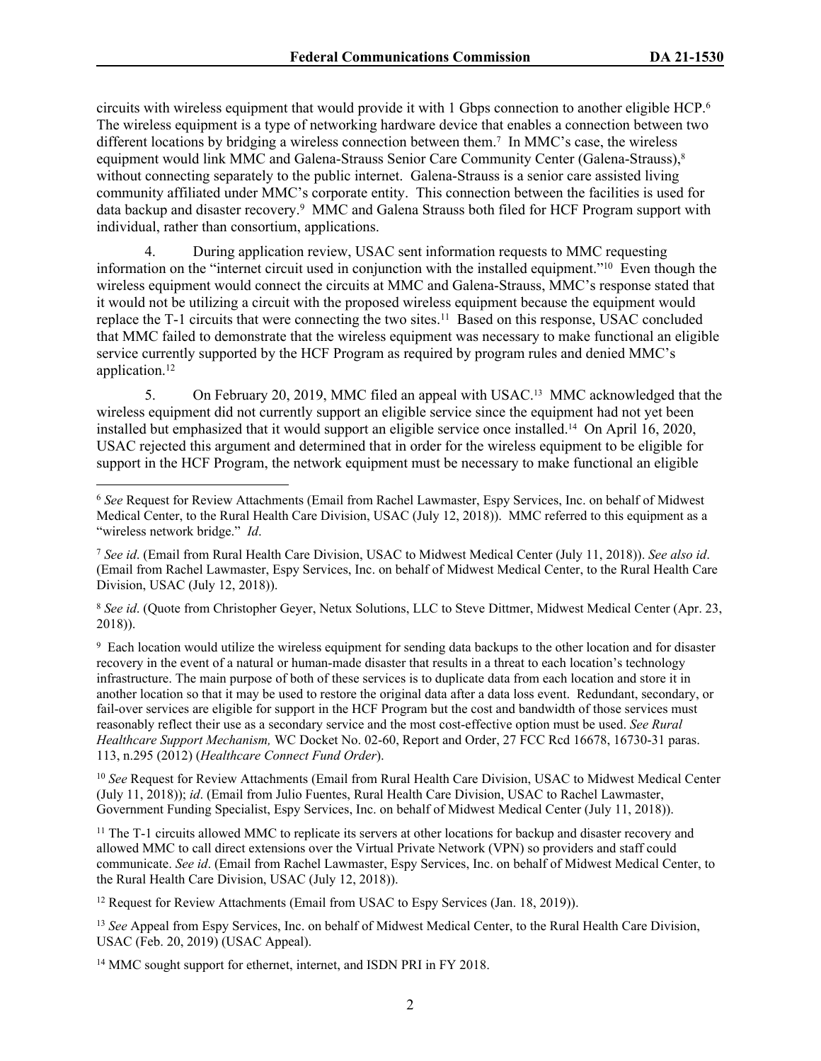circuits with wireless equipment that would provide it with 1 Gbps connection to another eligible HCP.[6] The wireless equipment is a type of networking hardware device that enables a connection between two different locations by bridging a wireless connection between them.[7] In MMC's case, the wireless equipment would link MMC and Galena-Strauss Senior Care Community Center (Galena-Strauss),[8] without connecting separately to the public internet. Galena-Strauss is a senior care assisted living community affiliated under MMC's corporate entity. This connection between the facilities is used for data backup and disaster recovery.[9] MMC and Galena Strauss both filed for HCF Program support with individual, rather than consortium, applications.

4. During application review, USAC sent information requests to MMC requesting information on the "internet circuit used in conjunction with the installed equipment."[10] Even though the wireless equipment would connect the circuits at MMC and Galena-Strauss, MMC's response stated that it would not be utilizing a circuit with the proposed wireless equipment because the equipment would replace the T-1 circuits that were connecting the two sites.[11] Based on this response, USAC concluded that MMC failed to demonstrate that the wireless equipment was necessary to make functional an eligible service currently supported by the HCF Program as required by program rules and denied MMC's application.[12]

5. On February 20, 2019, MMC filed an appeal with USAC.[13] MMC acknowledged that the wireless equipment did not currently support an eligible service since the equipment had not yet been installed but emphasized that it would support an eligible service once installed.[14] On April 16, 2020, USAC rejected this argument and determined that in order for the wireless equipment to be eligible for support in the HCF Program, the network equipment must be necessary to make functional an eligible

---

[6] *See* Request for Review Attachments (Email from Rachel Lawmaster, Espy Services, Inc. on behalf of Midwest Medical Center, to the Rural Health Care Division, USAC (July 12, 2018)). MMC referred to this equipment as a "wireless network bridge." *Id*.

[7] *See id*. (Email from Rural Health Care Division, USAC to Midwest Medical Center (July 11, 2018)). *See also id*. (Email from Rachel Lawmaster, Espy Services, Inc. on behalf of Midwest Medical Center, to the Rural Health Care Division, USAC (July 12, 2018)).

[8] *See id*. (Quote from Christopher Geyer, Netux Solutions, LLC to Steve Dittmer, Midwest Medical Center (Apr. 23, 2018)).

[9] Each location would utilize the wireless equipment for sending data backups to the other location and for disaster recovery in the event of a natural or human-made disaster that results in a threat to each location's technology infrastructure. The main purpose of both of these services is to duplicate data from each location and store it in another location so that it may be used to restore the original data after a data loss event. Redundant, secondary, or fail-over services are eligible for support in the HCF Program but the cost and bandwidth of those services must reasonably reflect their use as a secondary service and the most cost-effective option must be used. *See Rural Healthcare Support Mechanism,* WC Docket No. 02-60, Report and Order, 27 FCC Rcd 16678, 16730-31 paras. 113, n.295 (2012) (*Healthcare Connect Fund Order*).

[10] *See* Request for Review Attachments (Email from Rural Health Care Division, USAC to Midwest Medical Center (July 11, 2018)); *id*. (Email from Julio Fuentes, Rural Health Care Division, USAC to Rachel Lawmaster, Government Funding Specialist, Espy Services, Inc. on behalf of Midwest Medical Center (July 11, 2018)).

[11] The T-1 circuits allowed MMC to replicate its servers at other locations for backup and disaster recovery and allowed MMC to call direct extensions over the Virtual Private Network (VPN) so providers and staff could communicate. *See id*. (Email from Rachel Lawmaster, Espy Services, Inc. on behalf of Midwest Medical Center, to the Rural Health Care Division, USAC (July 12, 2018)).

[12] Request for Review Attachments (Email from USAC to Espy Services (Jan. 18, 2019)).

[13] *See* Appeal from Espy Services, Inc. on behalf of Midwest Medical Center, to the Rural Health Care Division, USAC (Feb. 20, 2019) (USAC Appeal).

[14] MMC sought support for ethernet, internet, and ISDN PRI in FY 2018.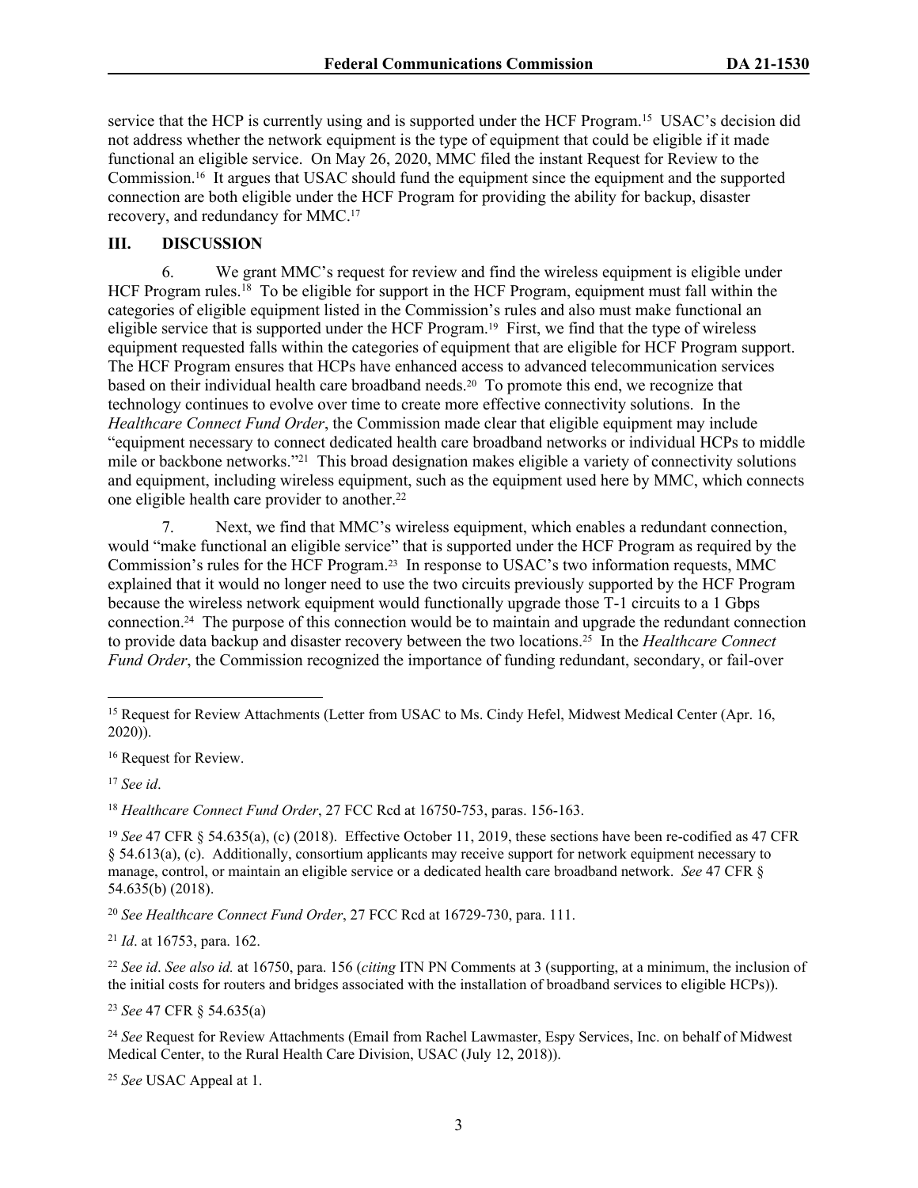service that the HCP is currently using and is supported under the HCF Program.[15] USAC's decision did not address whether the network equipment is the type of equipment that could be eligible if it made functional an eligible service. On May 26, 2020, MMC filed the instant Request for Review to the Commission.[16] It argues that USAC should fund the equipment since the equipment and the supported connection are both eligible under the HCF Program for providing the ability for backup, disaster recovery, and redundancy for MMC.[17]

## III. DISCUSSION

6. We grant MMC's request for review and find the wireless equipment is eligible under HCF Program rules.[18] To be eligible for support in the HCF Program, equipment must fall within the categories of eligible equipment listed in the Commission's rules and also must make functional an eligible service that is supported under the HCF Program.[19] First, we find that the type of wireless equipment requested falls within the categories of equipment that are eligible for HCF Program support. The HCF Program ensures that HCPs have enhanced access to advanced telecommunication services based on their individual health care broadband needs.[20] To promote this end, we recognize that technology continues to evolve over time to create more effective connectivity solutions. In the *Healthcare Connect Fund Order*, the Commission made clear that eligible equipment may include "equipment necessary to connect dedicated health care broadband networks or individual HCPs to middle mile or backbone networks."[21] This broad designation makes eligible a variety of connectivity solutions and equipment, including wireless equipment, such as the equipment used here by MMC, which connects one eligible health care provider to another.[22]

7. Next, we find that MMC's wireless equipment, which enables a redundant connection, would "make functional an eligible service" that is supported under the HCF Program as required by the Commission's rules for the HCF Program.[23] In response to USAC's two information requests, MMC explained that it would no longer need to use the two circuits previously supported by the HCF Program because the wireless network equipment would functionally upgrade those T-1 circuits to a 1 Gbps connection.[24] The purpose of this connection would be to maintain and upgrade the redundant connection to provide data backup and disaster recovery between the two locations.[25] In the *Healthcare Connect Fund Order*, the Commission recognized the importance of funding redundant, secondary, or fail-over

---

[15] Request for Review Attachments (Letter from USAC to Ms. Cindy Hefel, Midwest Medical Center (Apr. 16, 2020)).

[16] Request for Review.

[17] *See id*.

[18] *Healthcare Connect Fund Order*, 27 FCC Rcd at 16750-753, paras. 156-163.

[19] *See* 47 CFR § 54.635(a), (c) (2018). Effective October 11, 2019, these sections have been re-codified as 47 CFR § 54.613(a), (c). Additionally, consortium applicants may receive support for network equipment necessary to manage, control, or maintain an eligible service or a dedicated health care broadband network. *See* 47 CFR § 54.635(b) (2018).

[20] *See Healthcare Connect Fund Order*, 27 FCC Rcd at 16729-730, para. 111.

[21] *Id*. at 16753, para. 162.

[22] *See id*. *See also id.* at 16750, para. 156 (*citing* ITN PN Comments at 3 (supporting, at a minimum, the inclusion of the initial costs for routers and bridges associated with the installation of broadband services to eligible HCPs)).

[23] *See* 47 CFR § 54.635(a)

[24] *See* Request for Review Attachments (Email from Rachel Lawmaster, Espy Services, Inc. on behalf of Midwest Medical Center, to the Rural Health Care Division, USAC (July 12, 2018)).

[25] *See* USAC Appeal at 1.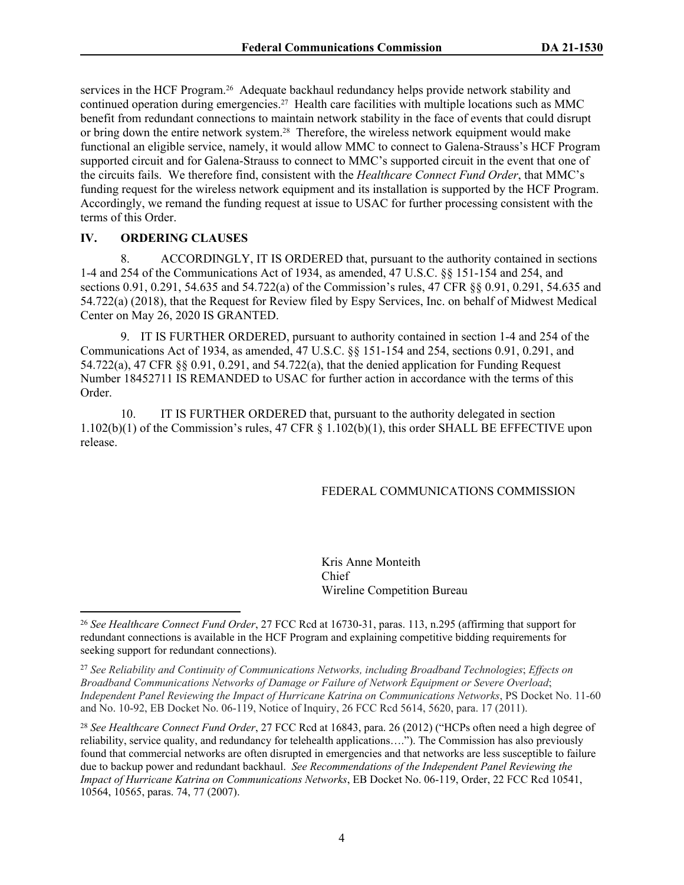services in the HCF Program.[26] Adequate backhaul redundancy helps provide network stability and continued operation during emergencies.[27] Health care facilities with multiple locations such as MMC benefit from redundant connections to maintain network stability in the face of events that could disrupt or bring down the entire network system.[28] Therefore, the wireless network equipment would make functional an eligible service, namely, it would allow MMC to connect to Galena-Strauss's HCF Program supported circuit and for Galena-Strauss to connect to MMC's supported circuit in the event that one of the circuits fails. We therefore find, consistent with the *Healthcare Connect Fund Order*, that MMC's funding request for the wireless network equipment and its installation is supported by the HCF Program. Accordingly, we remand the funding request at issue to USAC for further processing consistent with the terms of this Order.

## IV. ORDERING CLAUSES

8. ACCORDINGLY, IT IS ORDERED that, pursuant to the authority contained in sections 1-4 and 254 of the Communications Act of 1934, as amended, 47 U.S.C. §§ 151-154 and 254, and sections 0.91, 0.291, 54.635 and 54.722(a) of the Commission's rules, 47 CFR §§ 0.91, 0.291, 54.635 and 54.722(a) (2018), that the Request for Review filed by Espy Services, Inc. on behalf of Midwest Medical Center on May 26, 2020 IS GRANTED.

9. IT IS FURTHER ORDERED, pursuant to authority contained in section 1-4 and 254 of the Communications Act of 1934, as amended, 47 U.S.C. §§ 151-154 and 254, sections 0.91, 0.291, and 54.722(a), 47 CFR §§ 0.91, 0.291, and 54.722(a), that the denied application for Funding Request Number 18452711 IS REMANDED to USAC for further action in accordance with the terms of this Order.

10. IT IS FURTHER ORDERED that, pursuant to the authority delegated in section 1.102(b)(1) of the Commission's rules, 47 CFR § 1.102(b)(1), this order SHALL BE EFFECTIVE upon release.

FEDERAL COMMUNICATIONS COMMISSION

Kris Anne Monteith
Chief
Wireline Competition Bureau

---

[26] *See Healthcare Connect Fund Order*, 27 FCC Rcd at 16730-31, paras. 113, n.295 (affirming that support for redundant connections is available in the HCF Program and explaining competitive bidding requirements for seeking support for redundant connections).

[27] *See Reliability and Continuity of Communications Networks, including Broadband Technologies*; *Effects on Broadband Communications Networks of Damage or Failure of Network Equipment or Severe Overload*; *Independent Panel Reviewing the Impact of Hurricane Katrina on Communications Networks*, PS Docket No. 11-60 and No. 10-92, EB Docket No. 06-119, Notice of Inquiry, 26 FCC Rcd 5614, 5620, para. 17 (2011).

[28] *See Healthcare Connect Fund Order*, 27 FCC Rcd at 16843, para. 26 (2012) ("HCPs often need a high degree of reliability, service quality, and redundancy for telehealth applications…."). The Commission has also previously found that commercial networks are often disrupted in emergencies and that networks are less susceptible to failure due to backup power and redundant backhaul. *See Recommendations of the Independent Panel Reviewing the Impact of Hurricane Katrina on Communications Networks*, EB Docket No. 06-119, Order, 22 FCC Rcd 10541, 10564, 10565, paras. 74, 77 (2007).